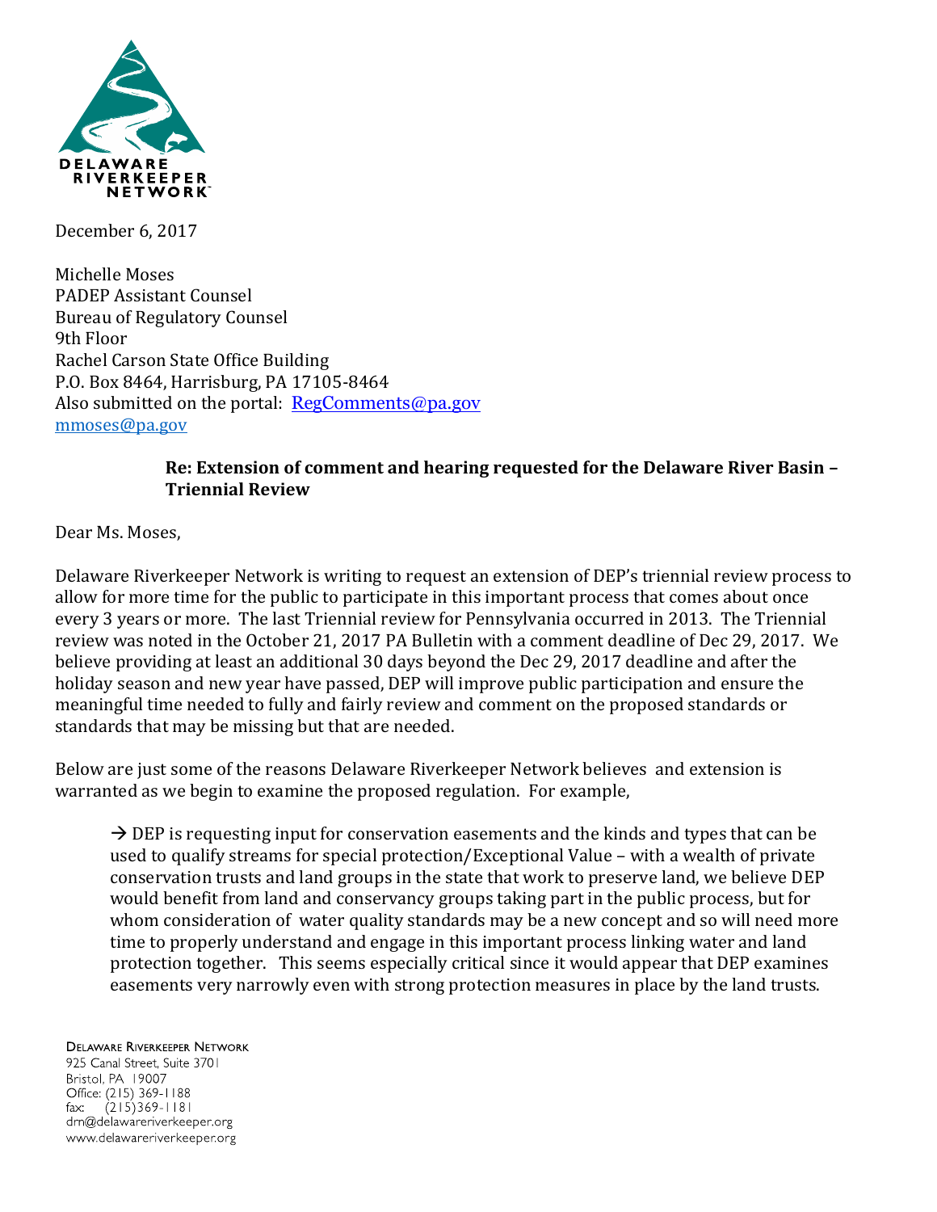**DELAWARE RIVERKEEPER NETWORK**

December 6, 2017

Michelle Moses
PADEP Assistant Counsel
Bureau of Regulatory Counsel
9th Floor
Rachel Carson State Office Building
P.O. Box 8464, Harrisburg, PA 17105-8464
Also submitted on the portal: RegComments@pa.gov
mmoses@pa.gov

**Re: Extension of comment and hearing requested for the Delaware River Basin – Triennial Review**

Dear Ms. Moses,

Delaware Riverkeeper Network is writing to request an extension of DEP's triennial review process to allow for more time for the public to participate in this important process that comes about once every 3 years or more. The last Triennial review for Pennsylvania occurred in 2013. The Triennial review was noted in the October 21, 2017 PA Bulletin with a comment deadline of Dec 29, 2017. We believe providing at least an additional 30 days beyond the Dec 29, 2017 deadline and after the holiday season and new year have passed, DEP will improve public participation and ensure the meaningful time needed to fully and fairly review and comment on the proposed standards or standards that may be missing but that are needed.

Below are just some of the reasons Delaware Riverkeeper Network believes and extension is warranted as we begin to examine the proposed regulation. For example,

→ DEP is requesting input for conservation easements and the kinds and types that can be used to qualify streams for special protection/Exceptional Value – with a wealth of private conservation trusts and land groups in the state that work to preserve land, we believe DEP would benefit from land and conservancy groups taking part in the public process, but for whom consideration of water quality standards may be a new concept and so will need more time to properly understand and engage in this important process linking water and land protection together. This seems especially critical since it would appear that DEP examines easements very narrowly even with strong protection measures in place by the land trusts.

Delaware Riverkeeper Network
925 Canal Street, Suite 3701
Bristol, PA 19007
Office: (215) 369-1188
fax: (215)369-1181
drn@delawareriverkeeper.org
www.delawareriverkeeper.org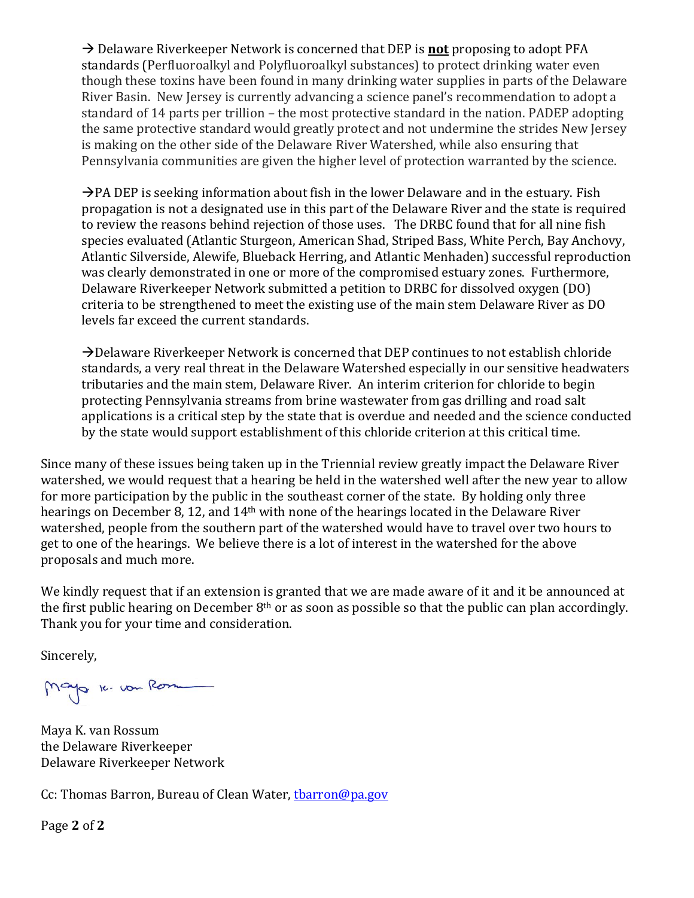→ Delaware Riverkeeper Network is concerned that DEP is **not** proposing to adopt PFA standards (Perfluoroalkyl and Polyfluoroalkyl substances) to protect drinking water even though these toxins have been found in many drinking water supplies in parts of the Delaware River Basin. New Jersey is currently advancing a science panel's recommendation to adopt a standard of 14 parts per trillion – the most protective standard in the nation. PADEP adopting the same protective standard would greatly protect and not undermine the strides New Jersey is making on the other side of the Delaware River Watershed, while also ensuring that Pennsylvania communities are given the higher level of protection warranted by the science.

→PA DEP is seeking information about fish in the lower Delaware and in the estuary. Fish propagation is not a designated use in this part of the Delaware River and the state is required to review the reasons behind rejection of those uses. The DRBC found that for all nine fish species evaluated (Atlantic Sturgeon, American Shad, Striped Bass, White Perch, Bay Anchovy, Atlantic Silverside, Alewife, Blueback Herring, and Atlantic Menhaden) successful reproduction was clearly demonstrated in one or more of the compromised estuary zones. Furthermore, Delaware Riverkeeper Network submitted a petition to DRBC for dissolved oxygen (DO) criteria to be strengthened to meet the existing use of the main stem Delaware River as DO levels far exceed the current standards.

→Delaware Riverkeeper Network is concerned that DEP continues to not establish chloride standards, a very real threat in the Delaware Watershed especially in our sensitive headwaters tributaries and the main stem, Delaware River. An interim criterion for chloride to begin protecting Pennsylvania streams from brine wastewater from gas drilling and road salt applications is a critical step by the state that is overdue and needed and the science conducted by the state would support establishment of this chloride criterion at this critical time.

Since many of these issues being taken up in the Triennial review greatly impact the Delaware River watershed, we would request that a hearing be held in the watershed well after the new year to allow for more participation by the public in the southeast corner of the state. By holding only three hearings on December 8, 12, and 14th with none of the hearings located in the Delaware River watershed, people from the southern part of the watershed would have to travel over two hours to get to one of the hearings. We believe there is a lot of interest in the watershed for the above proposals and much more.

We kindly request that if an extension is granted that we are made aware of it and it be announced at the first public hearing on December 8th or as soon as possible so that the public can plan accordingly. Thank you for your time and consideration.

Sincerely,

Maya K. van Rossum
the Delaware Riverkeeper
Delaware Riverkeeper Network

Cc: Thomas Barron, Bureau of Clean Water, tbarron@pa.gov